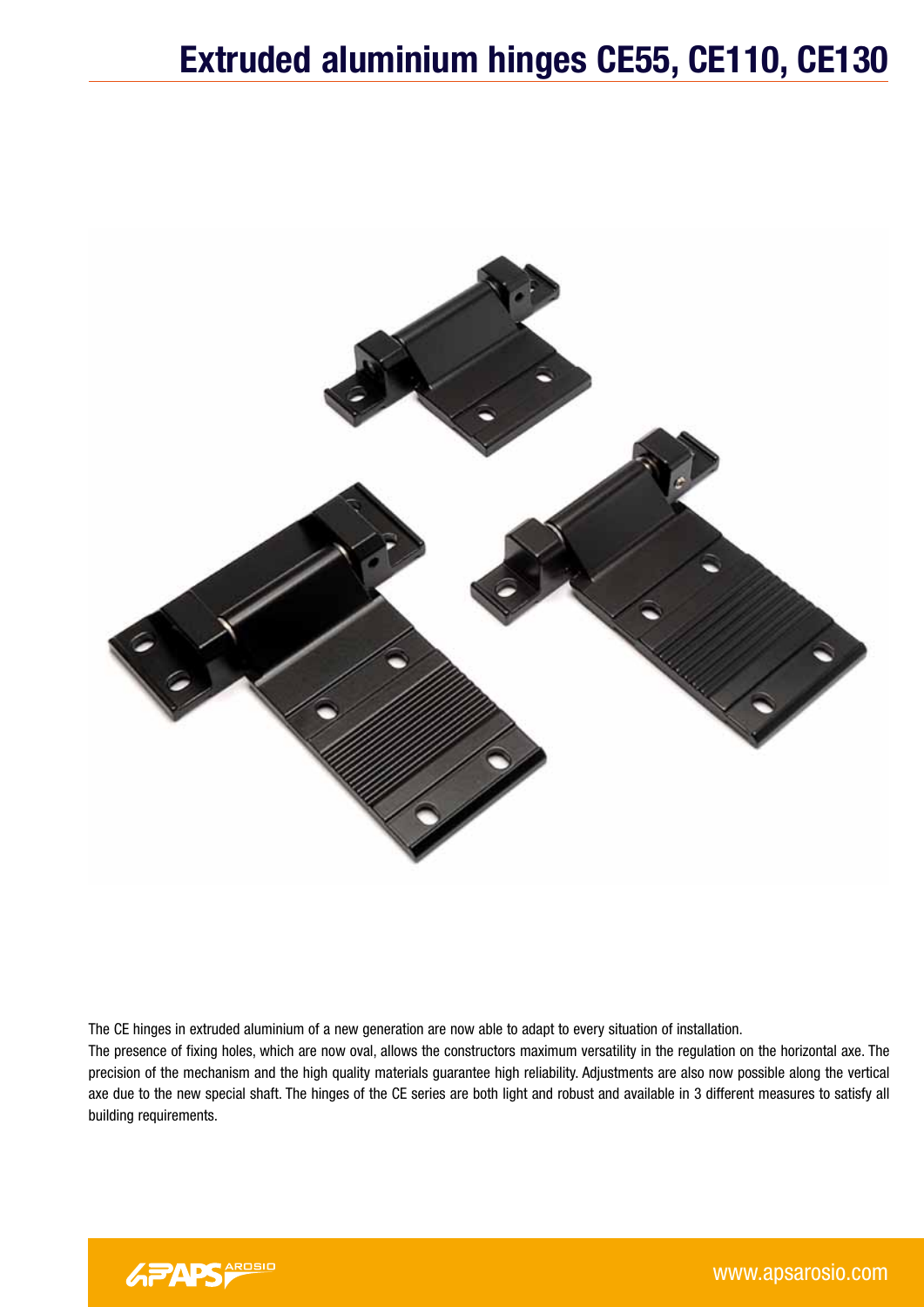# Extruded aluminium hinges CE55, CE110, CE130

The CE hinges in extruded aluminium of a new generation are now able to adapt to every situation of installation.
The presence of fixing holes, which are now oval, allows the constructors maximum versatility in the regulation on the horizontal axe. The precision of the mechanism and the high quality materials guarantee high reliability. Adjustments are also now possible along the vertical axe due to the new special shaft. The hinges of the CE series are both light and robust and available in 3 different measures to satisfy all building requirements.

www.apsarosio.com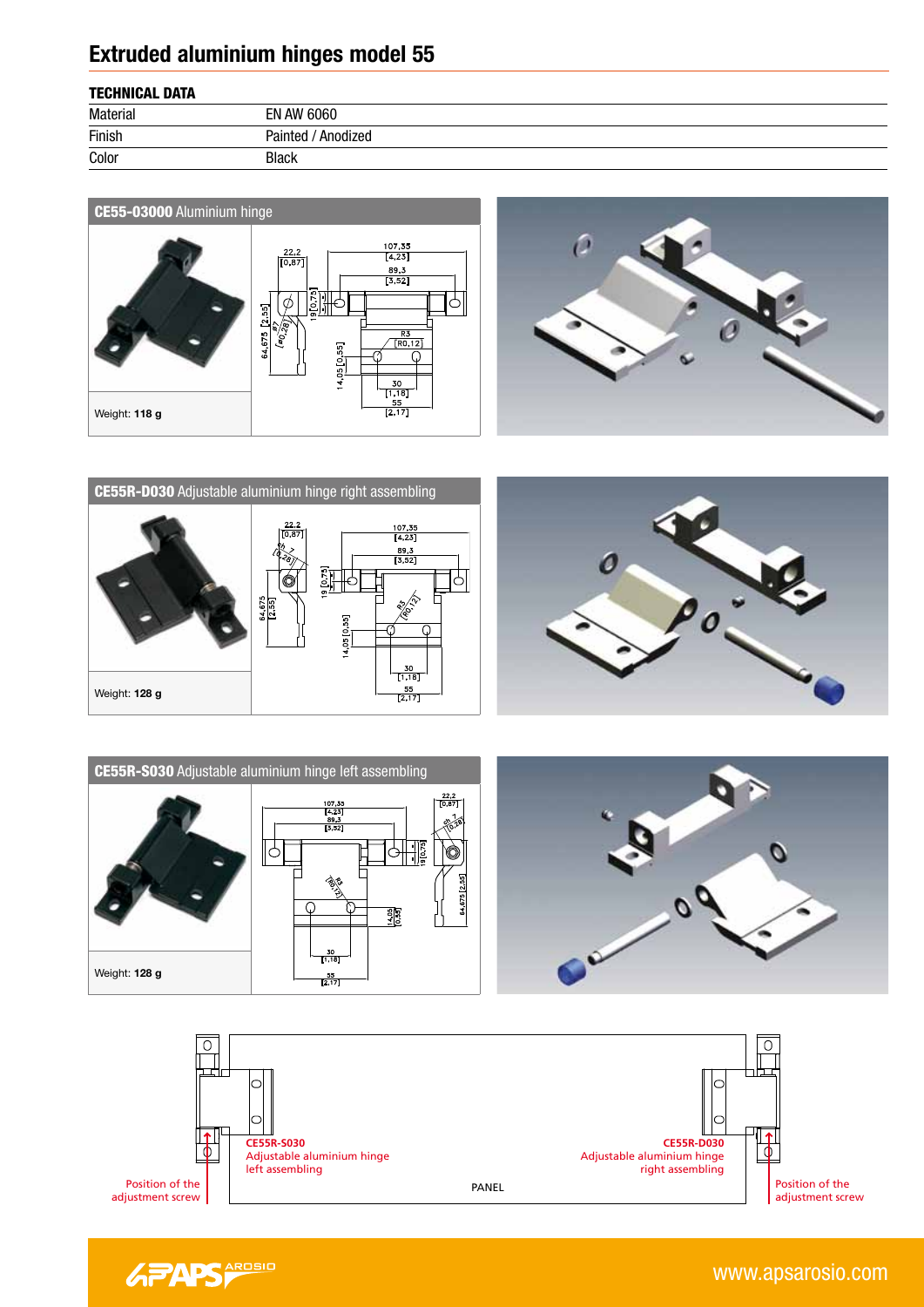# Extruded aluminium hinges model 55

**TECHNICAL DATA**

| | |
|---|---|
| Material | EN AW 6060 |
| Finish | Painted / Anodized |
| Color | Black |

## CE55-03000 Aluminium hinge

Weight: **118 g**

## CE55R-D030 Adjustable aluminium hinge right assembling

Weight: **128 g**

## CE55R-S030 Adjustable aluminium hinge left assembling

Weight: **128 g**

CE55R-S030
Adjustable aluminium hinge
left assembling

Position of the
adjustment screw

CE55R-D030
Adjustable aluminium hinge
right assembling

Position of the
adjustment screw

PANEL

www.apsarosio.com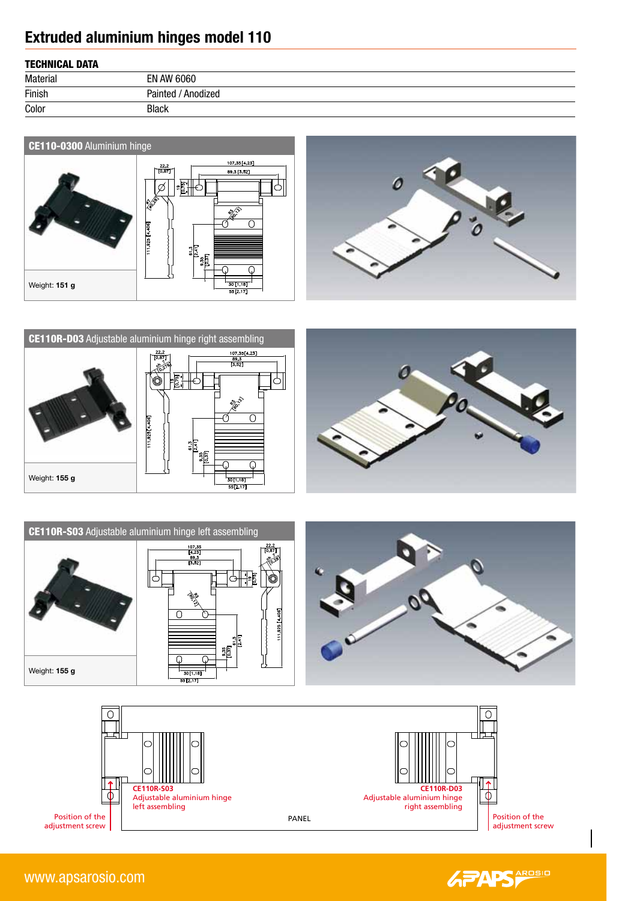# Extruded aluminium hinges model 110

## TECHNICAL DATA

| | |
|---|---|
| Material | EN AW 6060 |
| Finish | Painted / Anodized |
| Color | Black |

### **CE110-0300** Aluminium hinge

Weight: **151 g**

### **CE110R-D03** Adjustable aluminium hinge right assembling

Weight: **155 g**

### **CE110R-S03** Adjustable aluminium hinge left assembling

Weight: **155 g**

CE110R-S03
Adjustable aluminium hinge left assembling

CE110R-D03
Adjustable aluminium hinge right assembling

Position of the adjustment screw

PANEL

Position of the adjustment screw

www.apsarosio.com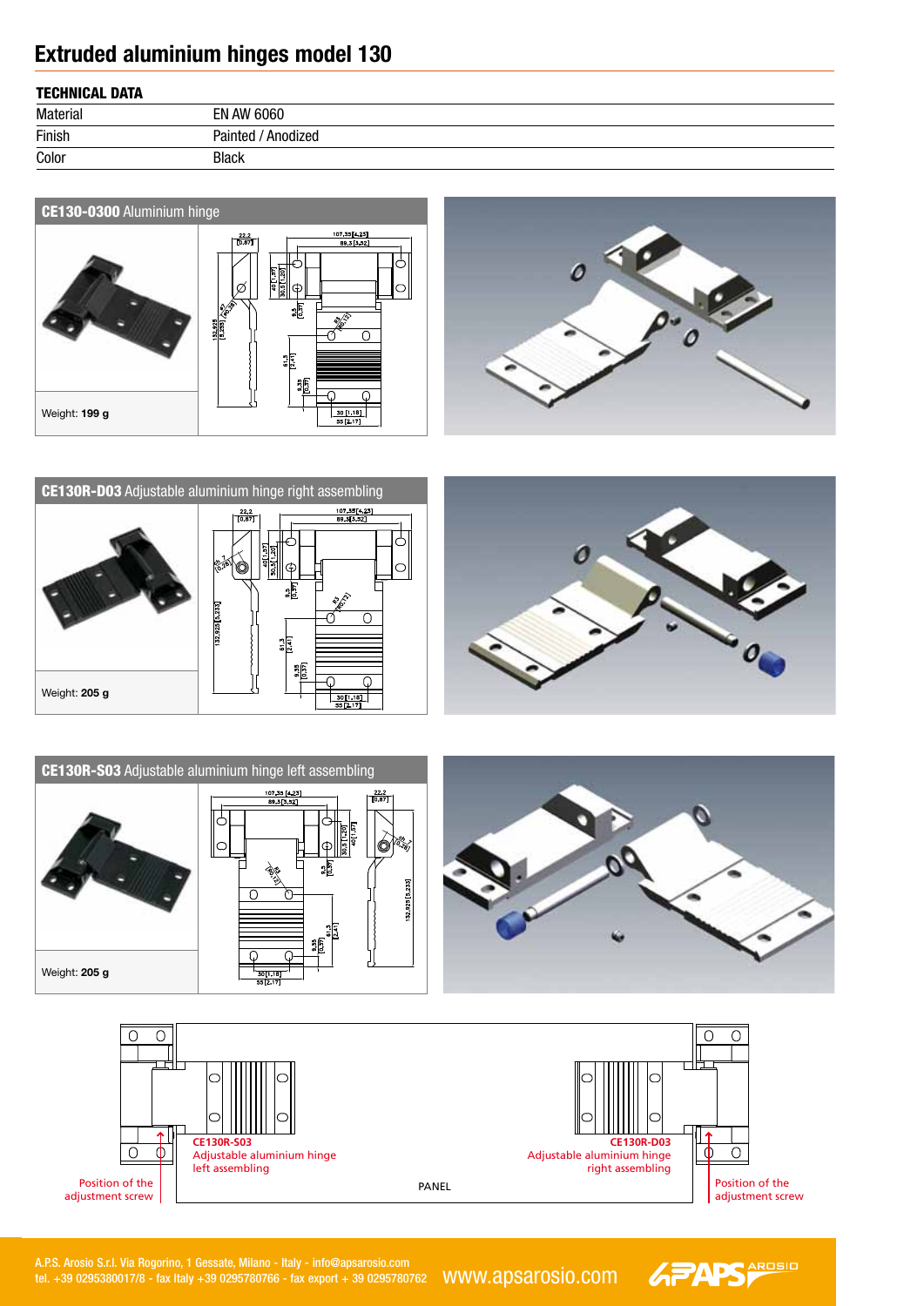# Extruded aluminium hinges model 130

| TECHNICAL DATA | |
|---|---|
| Material | EN AW 6060 |
| Finish | Painted / Anodized |
| Color | Black |

## CE130-0300 Aluminium hinge

Weight: **199 g**

22,2 [0,87]
107,35 [4,23]
89,5 [3,52]
40 [1,57]
30,5 [1,20]
9,5 [0,37]
61,3 [2,41]
9,35 [0,37]
132,925 [5,233]
30 [1,18]
55 [2,17]

## CE130R-D03 Adjustable aluminium hinge right assembling

Weight: **205 g**

22,2 [0,87]
107,35 [4,23]
89,5 [3,52]
40 [1,57]
30,5 [1,20]
9,5 [0,37]
61,3 [2,41]
9,35 [0,37]
132,925 [5,233]
30 [1,18]
55 [2,17]

## CE130R-S03 Adjustable aluminium hinge left assembling

Weight: **205 g**

107,35 [4,23]
89,5 [3,52]
22,2 [0,87]
40 [1,57]
30,5 [1,20]
9,5 [0,37]
61,3 [2,41]
9,35 [0,37]
132,925 [5,233]
30 [1,18]
55 [2,17]

CE130R-S03
Adjustable aluminium hinge left assembling

Position of the adjustment screw

PANEL

CE130R-D03
Adjustable aluminium hinge right assembling

Position of the adjustment screw

A.P.S. Arosio S.r.l. Via Rogorino, 1 Gessate, Milano - Italy - info@apsarosio.com
tel. +39 0295380017/8 - fax Italy +39 0295780766 - fax export + 39 0295780762 www.apsarosio.com